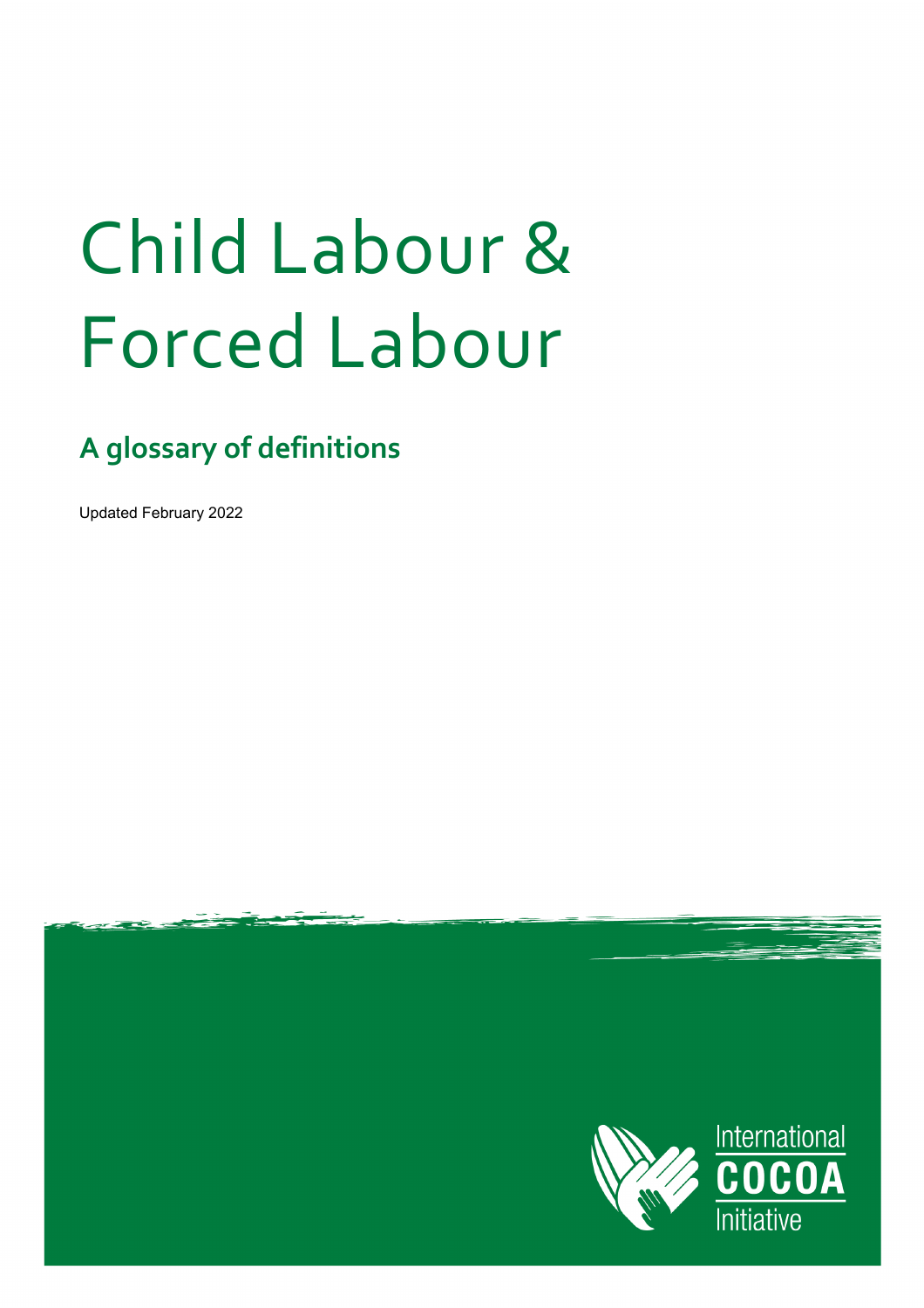# Child Labour & Forced Labour

## A glossary of definitions

Updated February 2022

International COCOA Initiative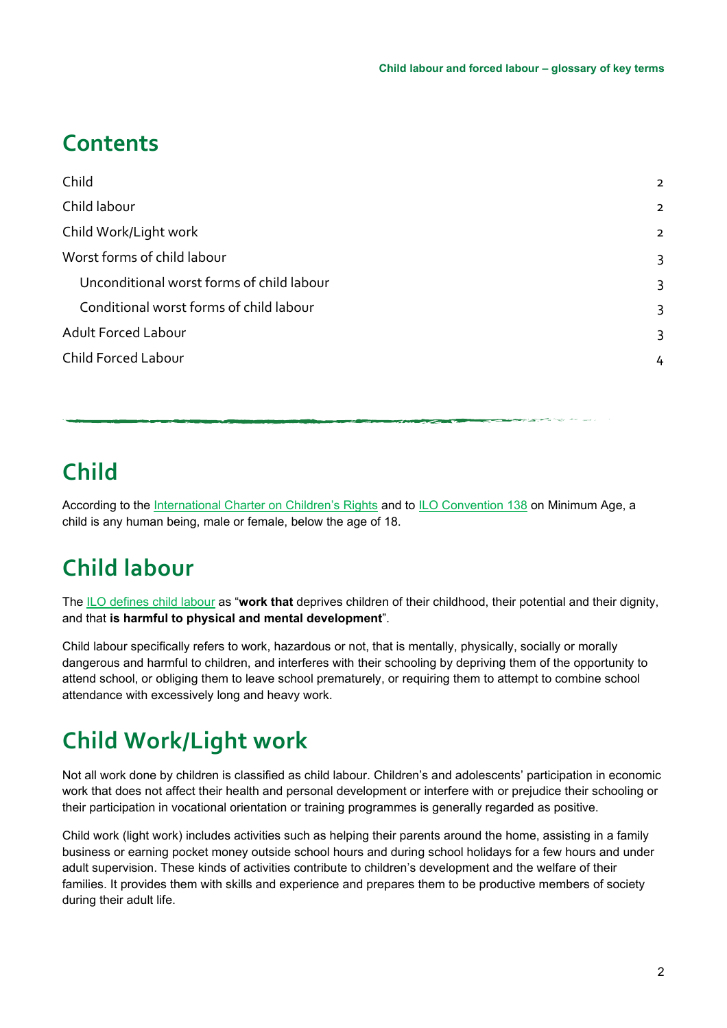# Contents

- Child 2
- Child labour 2
- Child Work/Light work 2
- Worst forms of child labour 3
  - Unconditional worst forms of child labour 3
  - Conditional worst forms of child labour 3
- Adult Forced Labour 3
- Child Forced Labour 4

# Child

According to the International Charter on Children's Rights and to ILO Convention 138 on Minimum Age, a child is any human being, male or female, below the age of 18.

# Child labour

The ILO defines child labour as "**work that** deprives children of their childhood, their potential and their dignity, and that **is harmful to physical and mental development**".

Child labour specifically refers to work, hazardous or not, that is mentally, physically, socially or morally dangerous and harmful to children, and interferes with their schooling by depriving them of the opportunity to attend school, or obliging them to leave school prematurely, or requiring them to attempt to combine school attendance with excessively long and heavy work.

# Child Work/Light work

Not all work done by children is classified as child labour. Children's and adolescents' participation in economic work that does not affect their health and personal development or interfere with or prejudice their schooling or their participation in vocational orientation or training programmes is generally regarded as positive.

Child work (light work) includes activities such as helping their parents around the home, assisting in a family business or earning pocket money outside school hours and during school holidays for a few hours and under adult supervision. These kinds of activities contribute to children's development and the welfare of their families. It provides them with skills and experience and prepares them to be productive members of society during their adult life.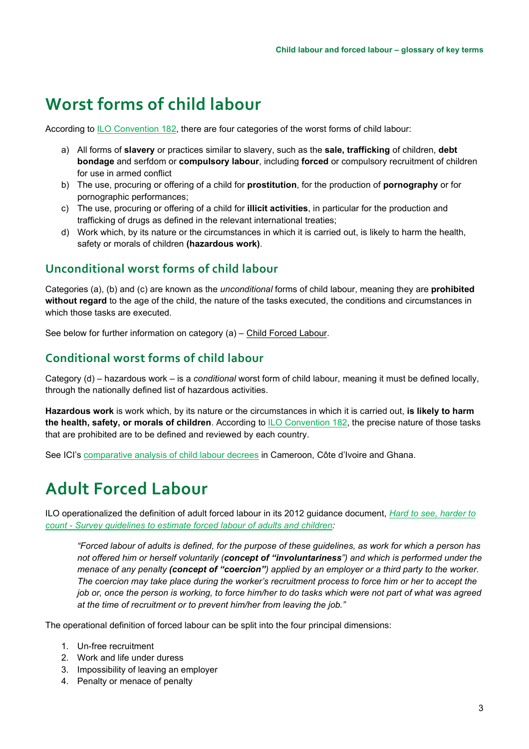# Worst forms of child labour

According to ILO Convention 182, there are four categories of the worst forms of child labour:

a) All forms of **slavery** or practices similar to slavery, such as the **sale, trafficking** of children, **debt bondage** and serfdom or **compulsory labour**, including **forced** or compulsory recruitment of children for use in armed conflict
b) The use, procuring or offering of a child for **prostitution**, for the production of **pornography** or for pornographic performances;
c) The use, procuring or offering of a child for **illicit activities**, in particular for the production and trafficking of drugs as defined in the relevant international treaties;
d) Work which, by its nature or the circumstances in which it is carried out, is likely to harm the health, safety or morals of children **(hazardous work)**.

## Unconditional worst forms of child labour

Categories (a), (b) and (c) are known as the *unconditional* forms of child labour, meaning they are **prohibited without regard** to the age of the child, the nature of the tasks executed, the conditions and circumstances in which those tasks are executed.

See below for further information on category (a) – Child Forced Labour.

## Conditional worst forms of child labour

Category (d) – hazardous work – is a *conditional* worst form of child labour, meaning it must be defined locally, through the nationally defined list of hazardous activities.

**Hazardous work** is work which, by its nature or the circumstances in which it is carried out, **is likely to harm the health, safety, or morals of children**. According to ILO Convention 182, the precise nature of those tasks that are prohibited are to be defined and reviewed by each country.

See ICI's comparative analysis of child labour decrees in Cameroon, Côte d'Ivoire and Ghana.

# Adult Forced Labour

ILO operationalized the definition of adult forced labour in its 2012 guidance document, *Hard to see, harder to count - Survey guidelines to estimate forced labour of adults and children:*

> *"Forced labour of adults is defined, for the purpose of these guidelines, as work for which a person has not offered him or herself voluntarily (**concept of "involuntariness"**) and which is performed under the menace of any penalty **(concept of "coercion")** applied by an employer or a third party to the worker. The coercion may take place during the worker's recruitment process to force him or her to accept the job or, once the person is working, to force him/her to do tasks which were not part of what was agreed at the time of recruitment or to prevent him/her from leaving the job."*

The operational definition of forced labour can be split into the four principal dimensions:

1. Un-free recruitment
2. Work and life under duress
3. Impossibility of leaving an employer
4. Penalty or menace of penalty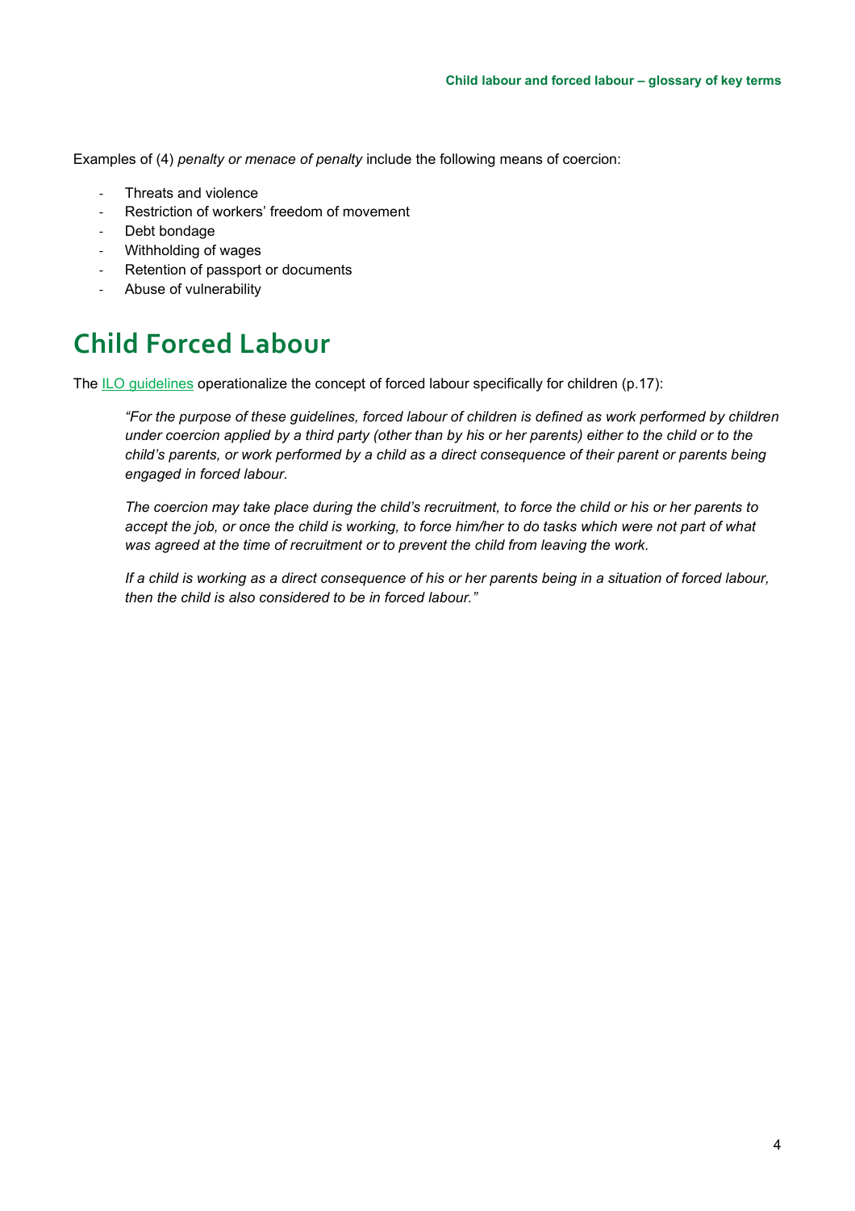Examples of (4) *penalty or menace of penalty* include the following means of coercion:

- Threats and violence
- Restriction of workers' freedom of movement
- Debt bondage
- Withholding of wages
- Retention of passport or documents
- Abuse of vulnerability

# Child Forced Labour

The ILO guidelines operationalize the concept of forced labour specifically for children (p.17):

> *"For the purpose of these guidelines, forced labour of children is defined as work performed by children under coercion applied by a third party (other than by his or her parents) either to the child or to the child's parents, or work performed by a child as a direct consequence of their parent or parents being engaged in forced labour.*
>
> *The coercion may take place during the child's recruitment, to force the child or his or her parents to accept the job, or once the child is working, to force him/her to do tasks which were not part of what was agreed at the time of recruitment or to prevent the child from leaving the work.*
>
> *If a child is working as a direct consequence of his or her parents being in a situation of forced labour, then the child is also considered to be in forced labour."*